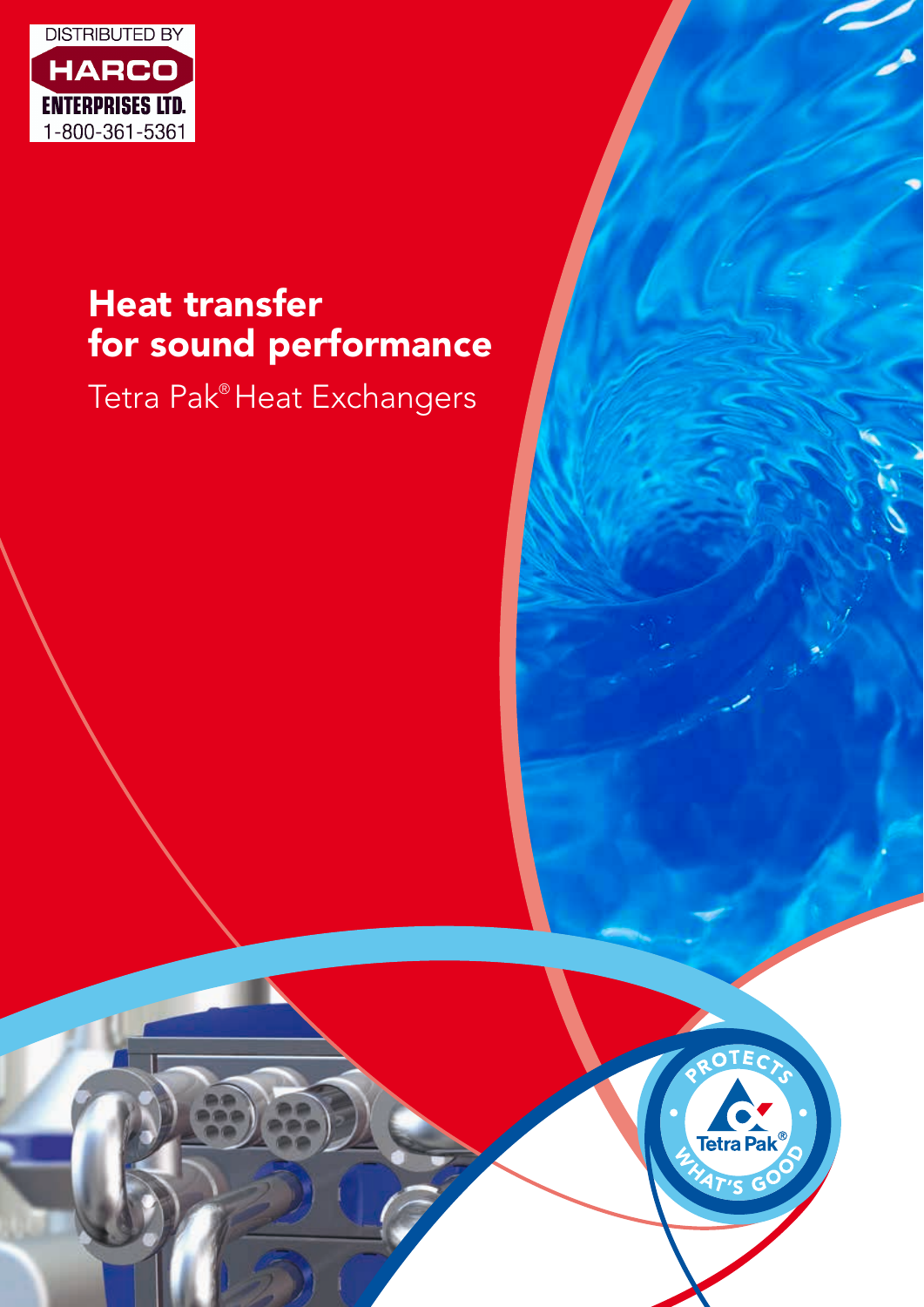DISTRIBUTED BY

HARCO ENTERPRISES LTD.

1-800-361-5361

# Heat transfer for sound performance

## Tetra Pak® Heat Exchangers

PROTECTS WHAT'S GOOD

Tetra Pak®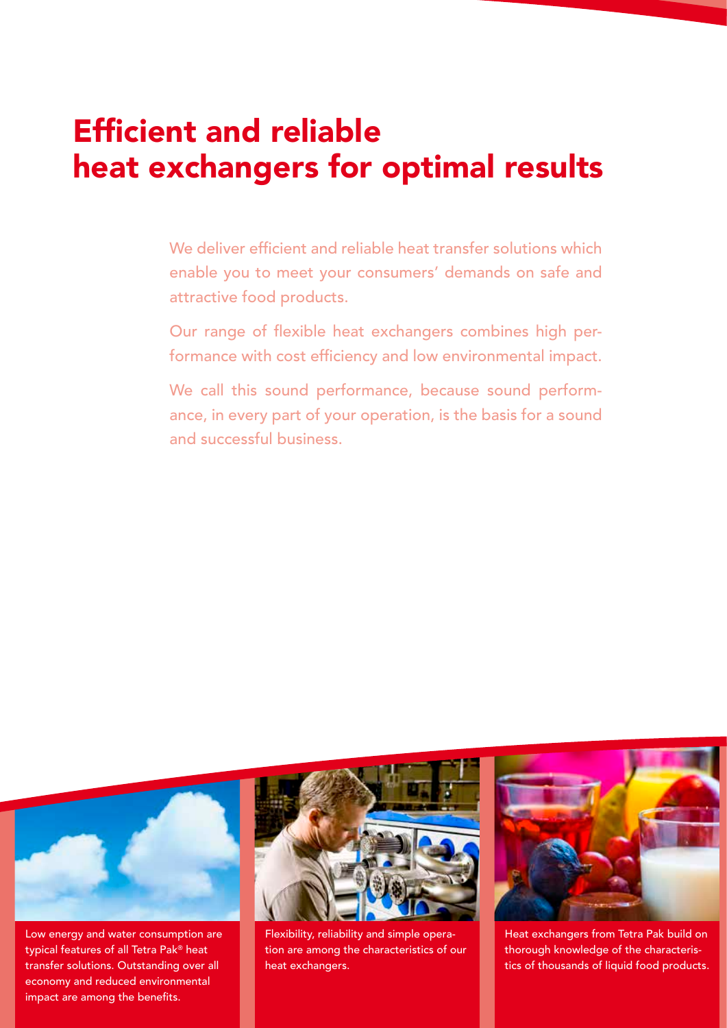# Efficient and reliable heat exchangers for optimal results

We deliver efficient and reliable heat transfer solutions which enable you to meet your consumers' demands on safe and attractive food products.

Our range of flexible heat exchangers combines high performance with cost efficiency and low environmental impact.

We call this sound performance, because sound performance, in every part of your operation, is the basis for a sound and successful business.

Low energy and water consumption are typical features of all Tetra Pak® heat transfer solutions. Outstanding over all economy and reduced environmental impact are among the benefits.

Flexibility, reliability and simple operation are among the characteristics of our heat exchangers.

Heat exchangers from Tetra Pak build on thorough knowledge of the characteristics of thousands of liquid food products.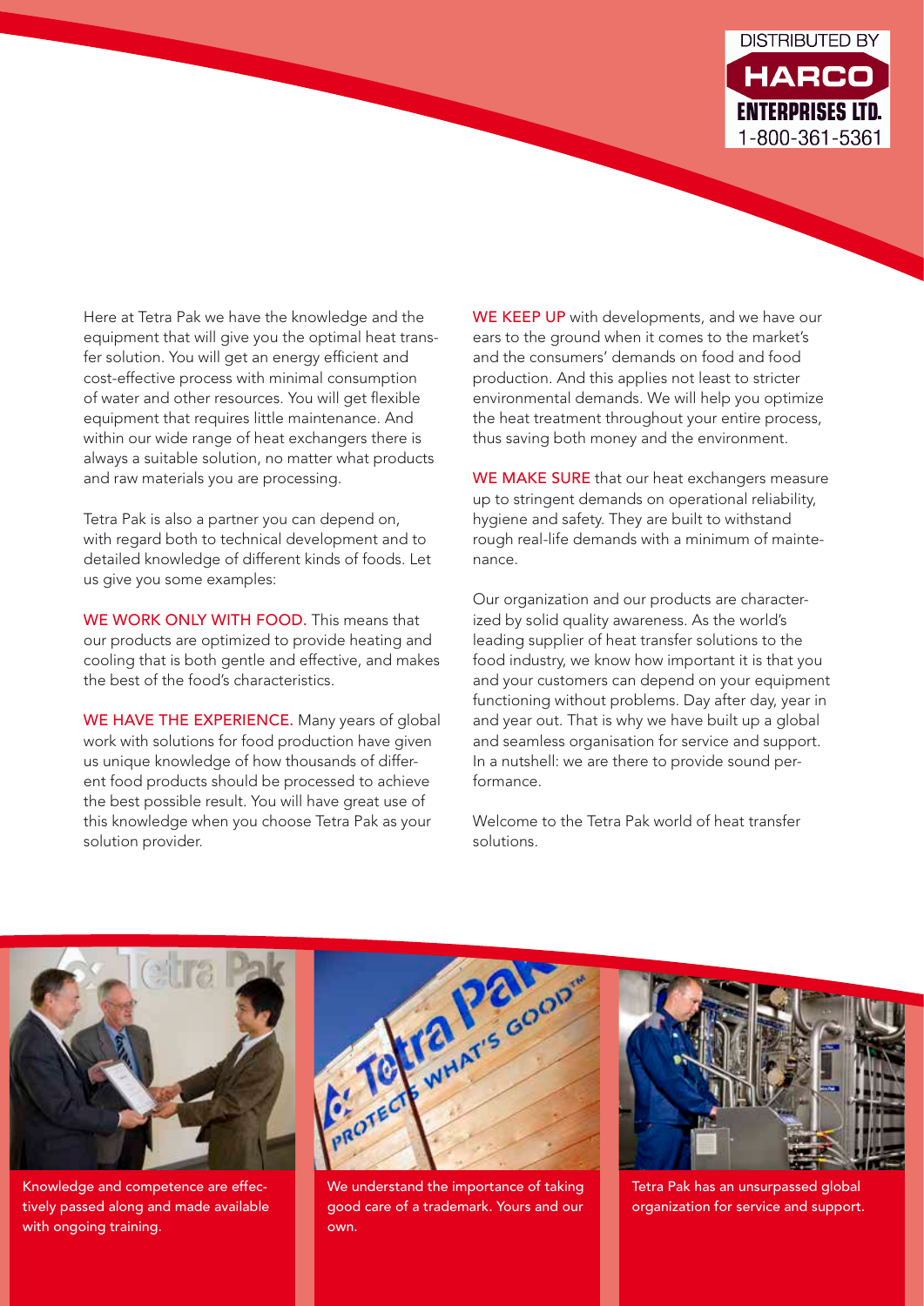DISTRIBUTED BY
**HARCO ENTERPRISES LTD.**
1-800-361-5361

Here at Tetra Pak we have the knowledge and the equipment that will give you the optimal heat transfer solution. You will get an energy efficient and cost-effective process with minimal consumption of water and other resources. You will get flexible equipment that requires little maintenance. And within our wide range of heat exchangers there is always a suitable solution, no matter what products and raw materials you are processing.

Tetra Pak is also a partner you can depend on, with regard both to technical development and to detailed knowledge of different kinds of foods. Let us give you some examples:

**WE WORK ONLY WITH FOOD.** This means that our products are optimized to provide heating and cooling that is both gentle and effective, and makes the best of the food's characteristics.

**WE HAVE THE EXPERIENCE.** Many years of global work with solutions for food production have given us unique knowledge of how thousands of different food products should be processed to achieve the best possible result. You will have great use of this knowledge when you choose Tetra Pak as your solution provider.

**WE KEEP UP** with developments, and we have our ears to the ground when it comes to the market's and the consumers' demands on food and food production. And this applies not least to stricter environmental demands. We will help you optimize the heat treatment throughout your entire process, thus saving both money and the environment.

**WE MAKE SURE** that our heat exchangers measure up to stringent demands on operational reliability, hygiene and safety. They are built to withstand rough real-life demands with a minimum of maintenance.

Our organization and our products are characterized by solid quality awareness. As the world's leading supplier of heat transfer solutions to the food industry, we know how important it is that you and your customers can depend on your equipment functioning without problems. Day after day, year in and year out. That is why we have built up a global and seamless organisation for service and support. In a nutshell: we are there to provide sound performance.

Welcome to the Tetra Pak world of heat transfer solutions.

Knowledge and competence are effectively passed along and made available with ongoing training.

We understand the importance of taking good care of a trademark. Yours and our own.

Tetra Pak has an unsurpassed global organization for service and support.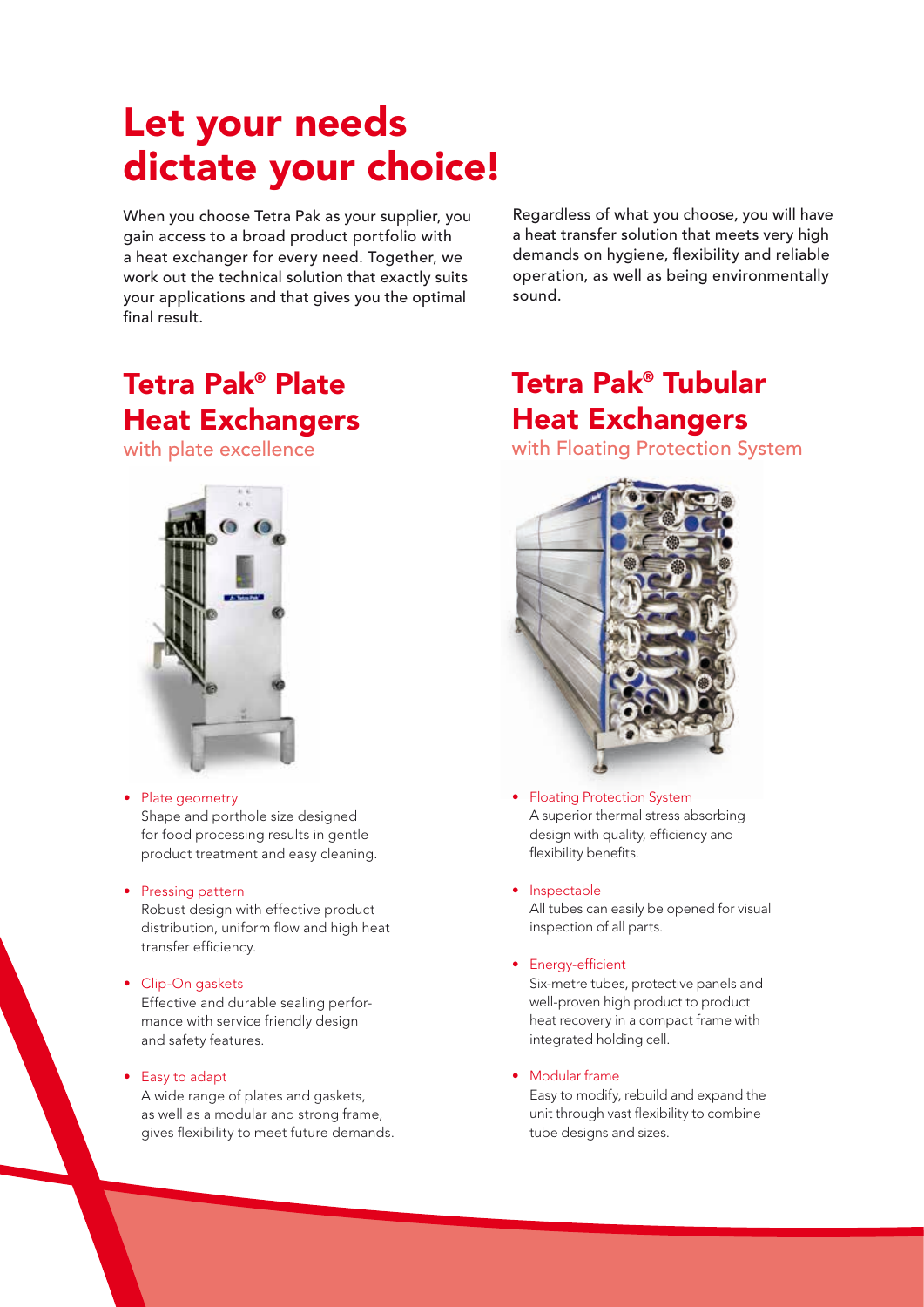# Let your needs dictate your choice!

When you choose Tetra Pak as your supplier, you gain access to a broad product portfolio with a heat exchanger for every need. Together, we work out the technical solution that exactly suits your applications and that gives you the optimal final result.

Regardless of what you choose, you will have a heat transfer solution that meets very high demands on hygiene, flexibility and reliable operation, as well as being environmentally sound.

## Tetra Pak® Plate Heat Exchangers

with plate excellence

- Plate geometry
  Shape and porthole size designed for food processing results in gentle product treatment and easy cleaning.
- Pressing pattern
  Robust design with effective product distribution, uniform flow and high heat transfer efficiency.
- Clip-On gaskets
  Effective and durable sealing performance with service friendly design and safety features.
- Easy to adapt
  A wide range of plates and gaskets, as well as a modular and strong frame, gives flexibility to meet future demands.

## Tetra Pak® Tubular Heat Exchangers

with Floating Protection System

- Floating Protection System
  A superior thermal stress absorbing design with quality, efficiency and flexibility benefits.
- Inspectable
  All tubes can easily be opened for visual inspection of all parts.
- Energy-efficient
  Six-metre tubes, protective panels and well-proven high product to product heat recovery in a compact frame with integrated holding cell.
- Modular frame
  Easy to modify, rebuild and expand the unit through vast flexibility to combine tube designs and sizes.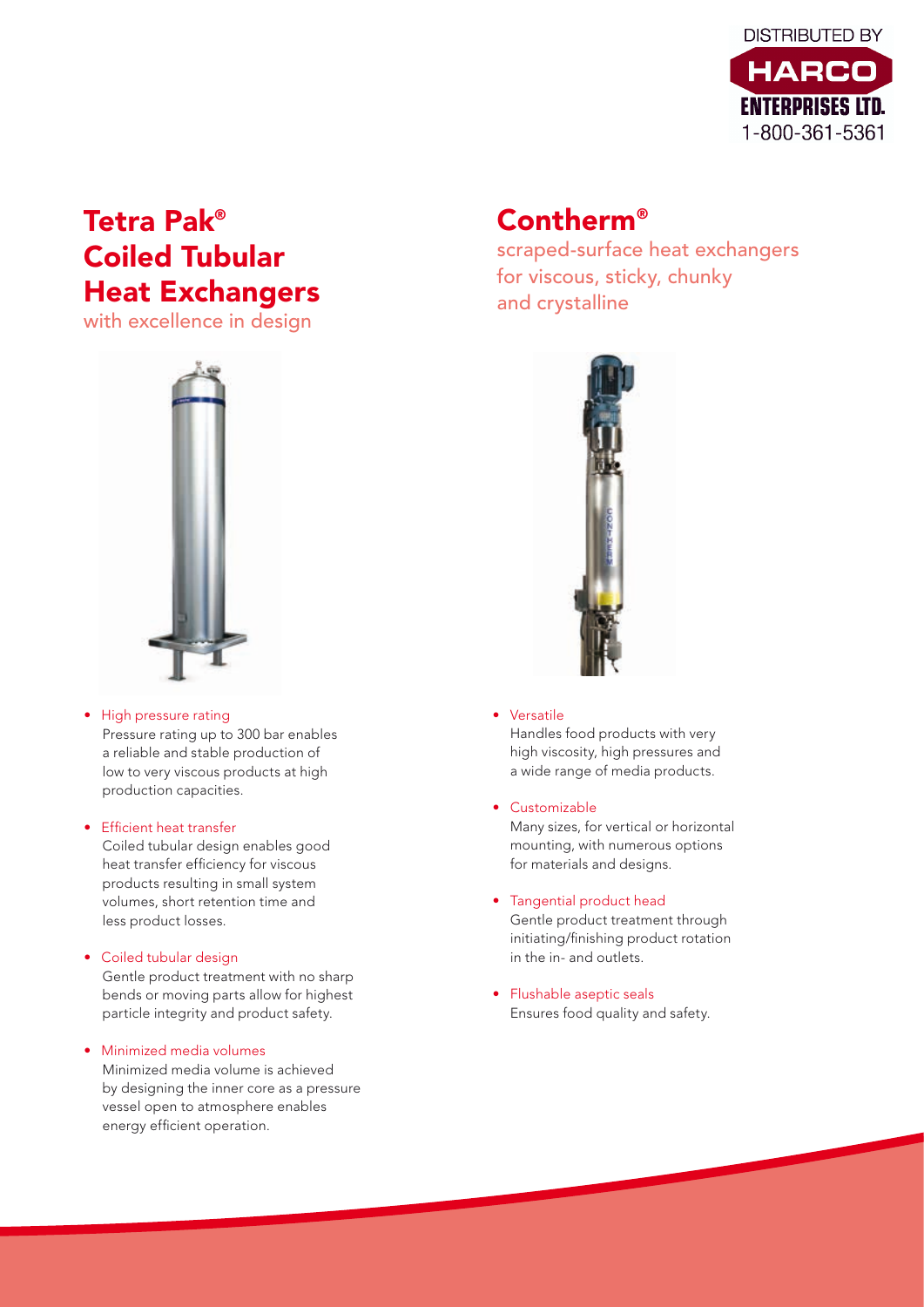DISTRIBUTED BY
HARCO ENTERPRISES LTD.
1-800-361-5361

# Tetra Pak® Coiled Tubular Heat Exchangers

with excellence in design

- High pressure rating
  Pressure rating up to 300 bar enables a reliable and stable production of low to very viscous products at high production capacities.

- Efficient heat transfer
  Coiled tubular design enables good heat transfer efficiency for viscous products resulting in small system volumes, short retention time and less product losses.

- Coiled tubular design
  Gentle product treatment with no sharp bends or moving parts allow for highest particle integrity and product safety.

- Minimized media volumes
  Minimized media volume is achieved by designing the inner core as a pressure vessel open to atmosphere enables energy efficient operation.

# Contherm®

scraped-surface heat exchangers for viscous, sticky, chunky and crystalline

- Versatile
  Handles food products with very high viscosity, high pressures and a wide range of media products.

- Customizable
  Many sizes, for vertical or horizontal mounting, with numerous options for materials and designs.

- Tangential product head
  Gentle product treatment through initiating/finishing product rotation in the in- and outlets.

- Flushable aseptic seals
  Ensures food quality and safety.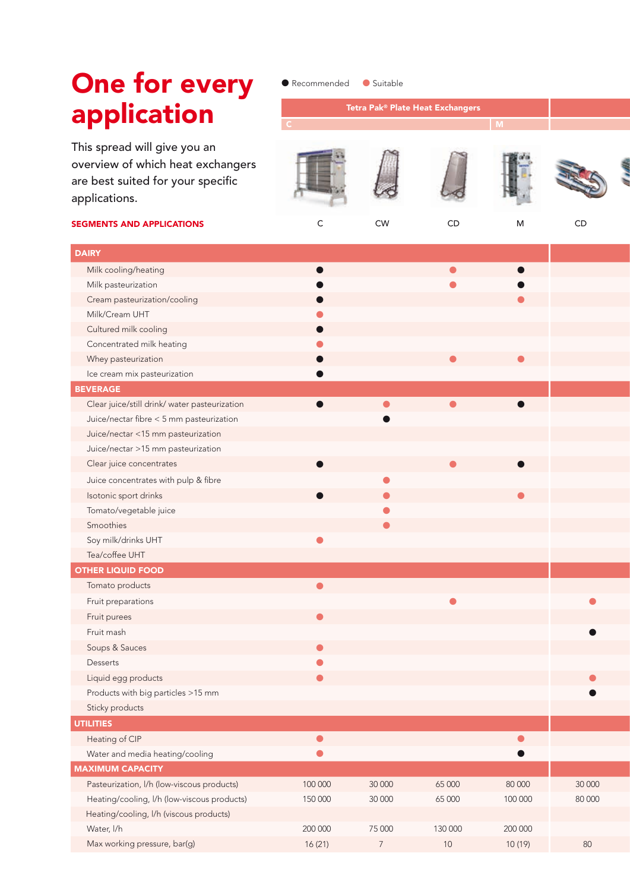# One for every application

This spread will give you an overview of which heat exchangers are best suited for your specific applications.

● Recommended ● Suitable

(● = Recommended, ○ = Suitable)

| SEGMENTS AND APPLICATIONS | Tetra Pak® Plate Heat Exchangers | | | | |
|---|---|---|---|---|---|
| | C | | | M | |
| | C | CW | CD | M | CD |
| **DAIRY** | | | | | |
| Milk cooling/heating | ● | | ○ | ● | |
| Milk pasteurization | ● | | ○ | ● | |
| Cream pasteurization/cooling | ● | | | ○ | |
| Milk/Cream UHT | ○ | | | | |
| Cultured milk cooling | ● | | | | |
| Concentrated milk heating | ○ | | | | |
| Whey pasteurization | ● | | ○ | ○ | |
| Ice cream mix pasteurization | ● | | | | |
| **BEVERAGE** | | | | | |
| Clear juice/still drink/ water pasteurization | ● | ○ | ○ | ● | |
| Juice/nectar fibre < 5 mm pasteurization | | ● | | | |
| Juice/nectar <15 mm pasteurization | | | | | |
| Juice/nectar >15 mm pasteurization | | | | | |
| Clear juice concentrates | ● | | ○ | ● | |
| Juice concentrates with pulp & fibre | | ○ | | | |
| Isotonic sport drinks | ● | ○ | | ○ | |
| Tomato/vegetable juice | | ○ | | | |
| Smoothies | | ○ | | | |
| Soy milk/drinks UHT | ○ | | | | |
| Tea/coffee UHT | | | | | |
| **OTHER LIQUID FOOD** | | | | | |
| Tomato products | ○ | | | | |
| Fruit preparations | | | ○ | | ○ |
| Fruit purees | ○ | | | | |
| Fruit mash | | | | | ● |
| Soups & Sauces | ○ | | | | |
| Desserts | ○ | | | | |
| Liquid egg products | ○ | | | | ○ |
| Products with big particles >15 mm | | | | | ● |
| Sticky products | | | | | |
| **UTILITIES** | | | | | |
| Heating of CIP | ○ | | | ○ | |
| Water and media heating/cooling | ○ | | | ● | |
| **MAXIMUM CAPACITY** | | | | | |
| Pasteurization, l/h (low-viscous products) | 100 000 | 30 000 | 65 000 | 80 000 | 30 000 |
| Heating/cooling, l/h (low-viscous products) | 150 000 | 30 000 | 65 000 | 100 000 | 80 000 |
| Heating/cooling, l/h (viscous products) | | | | | |
| Water, l/h | 200 000 | 75 000 | 130 000 | 200 000 | |
| Max working pressure, bar(g) | 16 (21) | 7 | 10 | 10 (19) | 80 |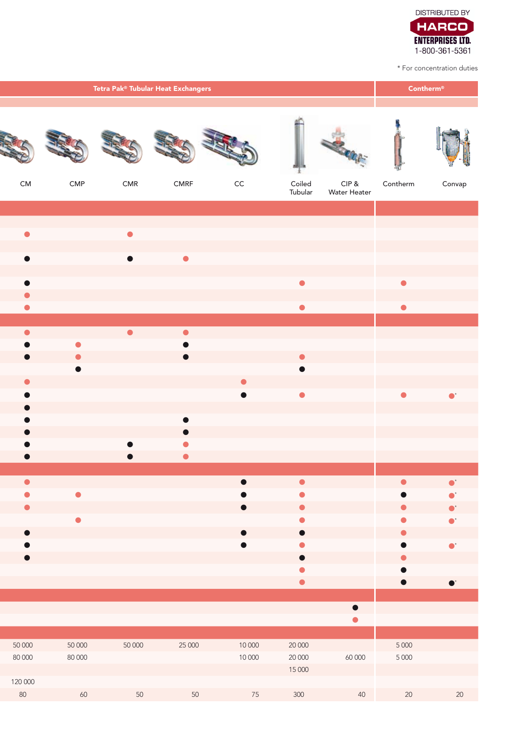DISTRIBUTED BY
**HARCO ENTERPRISES LTD.**
1-800-361-5361

\* For concentration duties

| Tetra Pak® Tubular Heat Exchangers | | | | | | | Contherm® | |
|---|---|---|---|---|---|---|---|---|
| CM | CMP | CMR | CMRF | CC | Coiled Tubular | CIP & Water Heater | Contherm | Convap |
| | | | | | | | | |
| | | | | | | | | |
| ○ | | ○ | | | | | | |
| | | | | | | | | |
| ● | | ● | ○ | | | | | |
| | | | | | | | | |
| ● | | | | | ○ | | ○ | |
| ○ | | | | | | | | |
| ○ | | | | | ○ | | ○ | |
| | | | | | | | | |
| ○ | | ○ | ○ | | | | | |
| ● | ○ | | ● | | | | | |
| ● | ○ | | ● | | ○ | | | |
| | ● | | | | ● | | | |
| ○ | | | | ○ | | | | |
| ● | | | | ● | ○ | | ○ | ○* |
| ● | | | | | | | | |
| ● | | | ● | | | | | |
| ● | | | ● | | | | | |
| ● | | ● | ○ | | | | | |
| ● | | ● | ○ | | | | | |
| | | | | | | | | |
| ○ | | | | ● | ○ | | ○ | ○* |
| ○ | ○ | | | ● | ○ | | ● | ○* |
| ○ | | | | ● | ○ | | ○ | ○* |
| | ○ | | | | ○ | | ○ | ○* |
| ● | | | | ● | ● | | ○ | |
| ● | | | | ● | ○ | | ● | ○* |
| ● | | | | | ● | | ○ | |
| | | | | | ○ | | ● | |
| | | | | | ○ | | ● | ●* |
| | | | | | | | | |
| | | | | | | ● | | |
| | | | | | | ○ | | |
| | | | | | | | | |
| 50 000 | 50 000 | 50 000 | 25 000 | 10 000 | 20 000 | | 5 000 | |
| 80 000 | 80 000 | | | 10 000 | 20 000 | 60 000 | 5 000 | |
| | | | | | 15 000 | | | |
| 120 000 | | | | | | | | |
| 80 | 60 | 50 | 50 | 75 | 300 | 40 | 20 | 20 |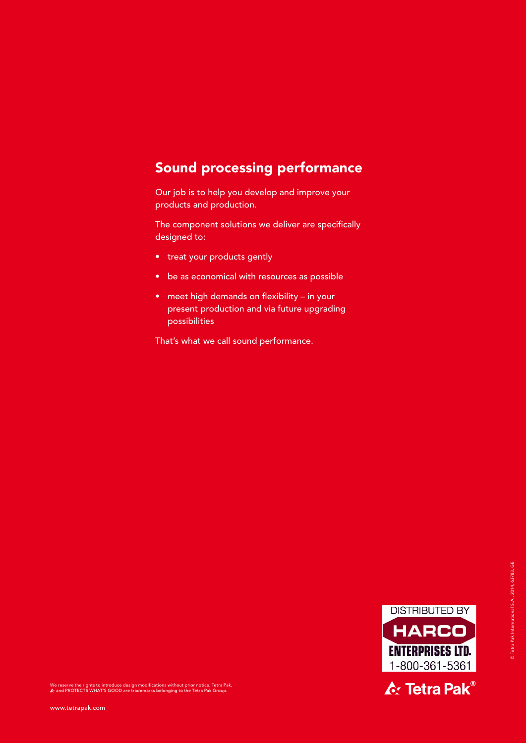## Sound processing performance

Our job is to help you develop and improve your products and production.

The component solutions we deliver are specifically designed to:

- treat your products gently
- be as economical with resources as possible
- meet high demands on flexibility – in your present production and via future upgrading possibilities

That's what we call sound performance.

DISTRIBUTED BY
HARCO
ENTERPRISES LTD.
1-800-361-5361

Tetra Pak®

We reserve the rights to introduce design modifications without prior notice. Tetra Pak, and PROTECTS WHAT'S GOOD are trademarks belonging to the Tetra Pak Group.

www.tetrapak.com

© Tetra Pak International S.A., 2014, 63783, GB